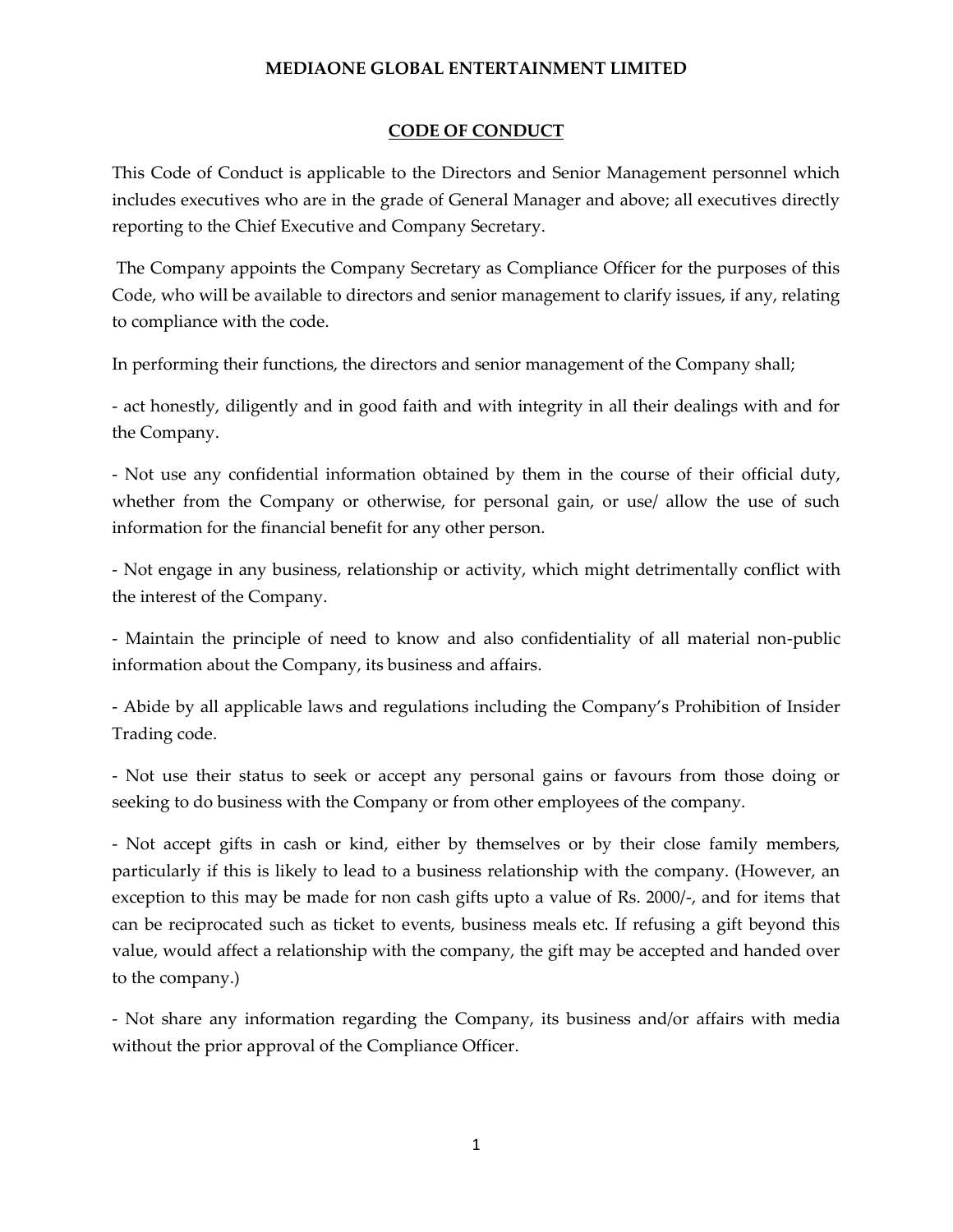**MEDIAONE GLOBAL ENTERTAINMENT LIMITED**

## CODE OF CONDUCT

This Code of Conduct is applicable to the Directors and Senior Management personnel which includes executives who are in the grade of General Manager and above; all executives directly reporting to the Chief Executive and Company Secretary.

The Company appoints the Company Secretary as Compliance Officer for the purposes of this Code, who will be available to directors and senior management to clarify issues, if any, relating to compliance with the code.

In performing their functions, the directors and senior management of the Company shall;

- act honestly, diligently and in good faith and with integrity in all their dealings with and for the Company.

- Not use any confidential information obtained by them in the course of their official duty, whether from the Company or otherwise, for personal gain, or use/ allow the use of such information for the financial benefit for any other person.

- Not engage in any business, relationship or activity, which might detrimentally conflict with the interest of the Company.

- Maintain the principle of need to know and also confidentiality of all material non-public information about the Company, its business and affairs.

- Abide by all applicable laws and regulations including the Company's Prohibition of Insider Trading code.

- Not use their status to seek or accept any personal gains or favours from those doing or seeking to do business with the Company or from other employees of the company.

- Not accept gifts in cash or kind, either by themselves or by their close family members, particularly if this is likely to lead to a business relationship with the company. (However, an exception to this may be made for non cash gifts upto a value of Rs. 2000/-, and for items that can be reciprocated such as ticket to events, business meals etc. If refusing a gift beyond this value, would affect a relationship with the company, the gift may be accepted and handed over to the company.)

- Not share any information regarding the Company, its business and/or affairs with media without the prior approval of the Compliance Officer.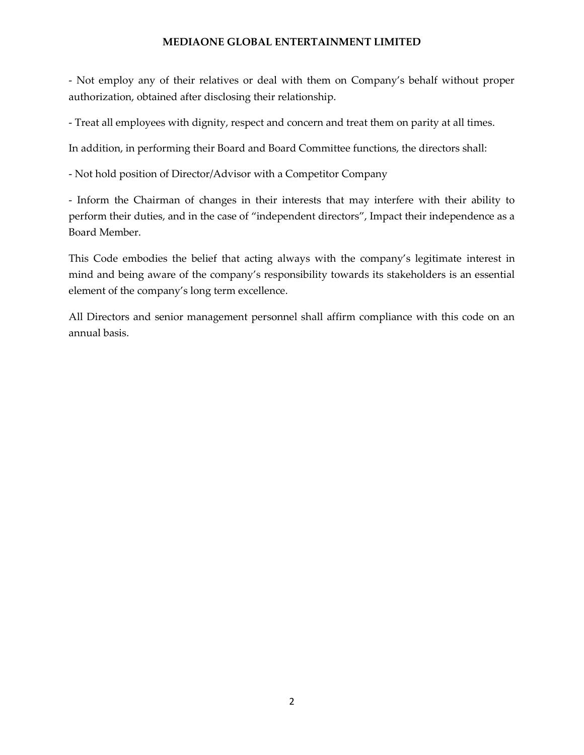- Not employ any of their relatives or deal with them on Company's behalf without proper authorization, obtained after disclosing their relationship.

- Treat all employees with dignity, respect and concern and treat them on parity at all times.

In addition, in performing their Board and Board Committee functions, the directors shall:

- Not hold position of Director/Advisor with a Competitor Company

- Inform the Chairman of changes in their interests that may interfere with their ability to perform their duties, and in the case of "independent directors", Impact their independence as a Board Member.

This Code embodies the belief that acting always with the company's legitimate interest in mind and being aware of the company's responsibility towards its stakeholders is an essential element of the company's long term excellence.

All Directors and senior management personnel shall affirm compliance with this code on an annual basis.